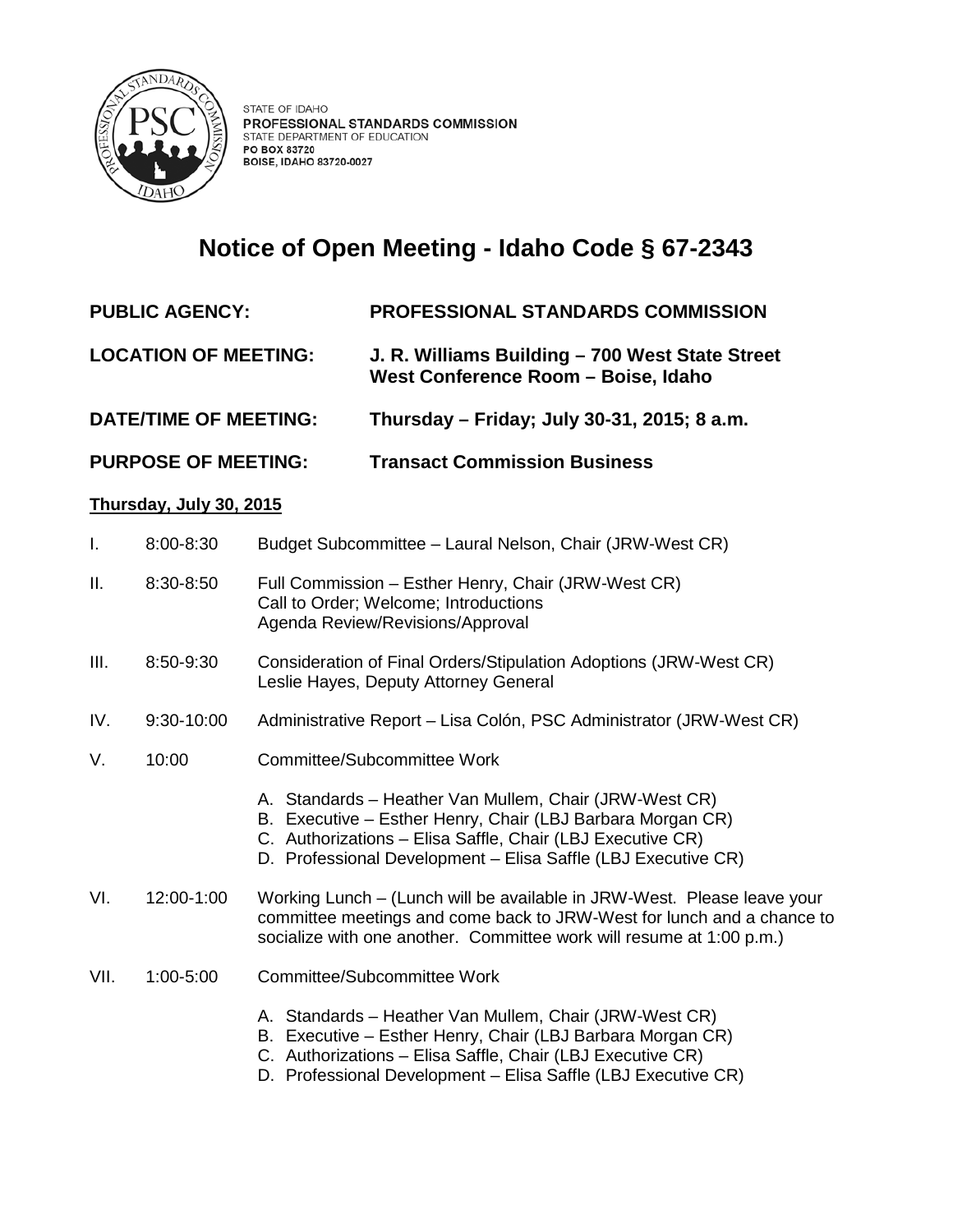STATE OF IDAHO
PROFESSIONAL STANDARDS COMMISSION
STATE DEPARTMENT OF EDUCATION
PO BOX 83720
BOISE, IDAHO 83720-0027

# Notice of Open Meeting - Idaho Code § 67-2343

**PUBLIC AGENCY:** **PROFESSIONAL STANDARDS COMMISSION**

**LOCATION OF MEETING:** **J. R. Williams Building – 700 West State Street West Conference Room – Boise, Idaho**

**DATE/TIME OF MEETING:** **Thursday – Friday; July 30-31, 2015; 8 a.m.**

**PURPOSE OF MEETING:** **Transact Commission Business**

**Thursday, July 30, 2015**

I. 8:00-8:30 Budget Subcommittee – Laural Nelson, Chair (JRW-West CR)

II. 8:30-8:50 Full Commission – Esther Henry, Chair (JRW-West CR)
Call to Order; Welcome; Introductions
Agenda Review/Revisions/Approval

III. 8:50-9:30 Consideration of Final Orders/Stipulation Adoptions (JRW-West CR)
Leslie Hayes, Deputy Attorney General

IV. 9:30-10:00 Administrative Report – Lisa Colón, PSC Administrator (JRW-West CR)

V. 10:00 Committee/Subcommittee Work

A. Standards – Heather Van Mullem, Chair (JRW-West CR)
B. Executive – Esther Henry, Chair (LBJ Barbara Morgan CR)
C. Authorizations – Elisa Saffle, Chair (LBJ Executive CR)
D. Professional Development – Elisa Saffle (LBJ Executive CR)

VI. 12:00-1:00 Working Lunch – (Lunch will be available in JRW-West. Please leave your committee meetings and come back to JRW-West for lunch and a chance to socialize with one another. Committee work will resume at 1:00 p.m.)

VII. 1:00-5:00 Committee/Subcommittee Work

A. Standards – Heather Van Mullem, Chair (JRW-West CR)
B. Executive – Esther Henry, Chair (LBJ Barbara Morgan CR)
C. Authorizations – Elisa Saffle, Chair (LBJ Executive CR)
D. Professional Development – Elisa Saffle (LBJ Executive CR)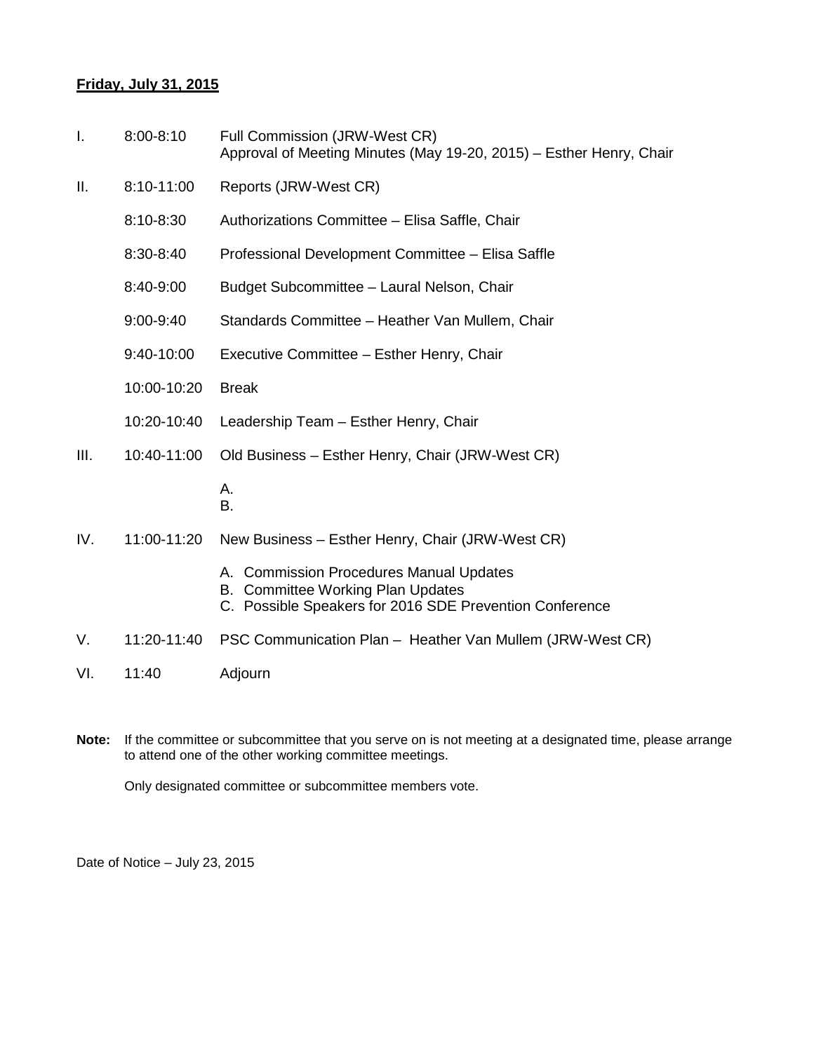**Friday, July 31, 2015**

I. 8:00-8:10 Full Commission (JRW-West CR)
Approval of Meeting Minutes (May 19-20, 2015) – Esther Henry, Chair

II. 8:10-11:00 Reports (JRW-West CR)

8:10-8:30 Authorizations Committee – Elisa Saffle, Chair

8:30-8:40 Professional Development Committee – Elisa Saffle

8:40-9:00 Budget Subcommittee – Laural Nelson, Chair

9:00-9:40 Standards Committee – Heather Van Mullem, Chair

9:40-10:00 Executive Committee – Esther Henry, Chair

10:00-10:20 Break

10:20-10:40 Leadership Team – Esther Henry, Chair

III. 10:40-11:00 Old Business – Esther Henry, Chair (JRW-West CR)

A.
B.

IV. 11:00-11:20 New Business – Esther Henry, Chair (JRW-West CR)

A. Commission Procedures Manual Updates
B. Committee Working Plan Updates
C. Possible Speakers for 2016 SDE Prevention Conference

V. 11:20-11:40 PSC Communication Plan – Heather Van Mullem (JRW-West CR)

VI. 11:40 Adjourn

**Note:** If the committee or subcommittee that you serve on is not meeting at a designated time, please arrange to attend one of the other working committee meetings.

Only designated committee or subcommittee members vote.

Date of Notice – July 23, 2015